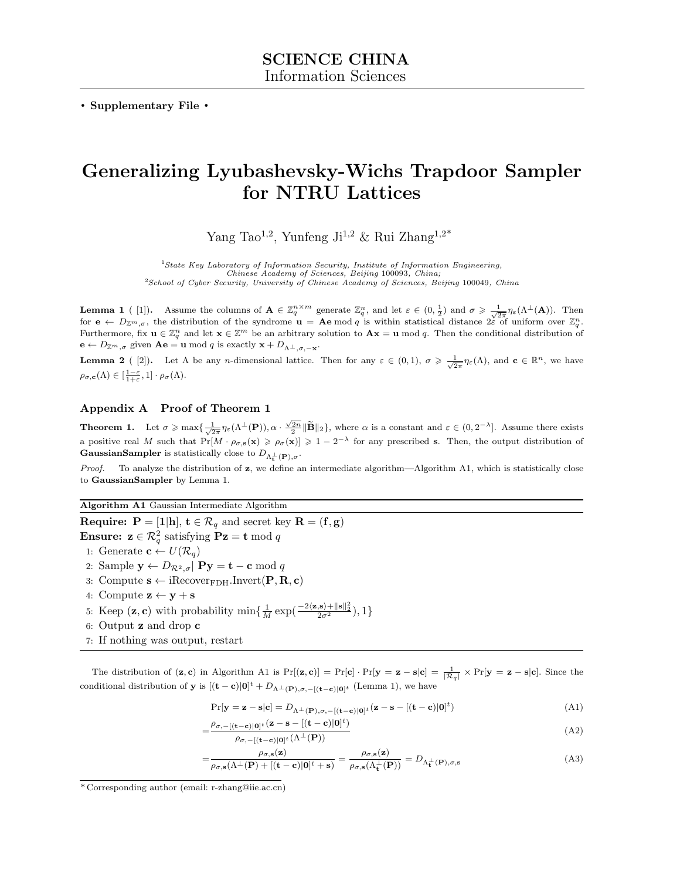**SCIENCE CHINA**
Information Sciences

**• Supplementary File •**

# Generalizing Lyubashevsky-Wichs Trapdoor Sampler for NTRU Lattices

Yang Tao[1,2], Yunfeng Ji[1,2] & Rui Zhang[1,2*]

[1] *State Key Laboratory of Information Security, Institute of Information Engineering, Chinese Academy of Sciences, Beijing* 100093*, China;*
[2] *School of Cyber Security, University of Chinese Academy of Sciences, Beijing* 100049*, China*

**Lemma 1** ( [1]**).** Assume the columns of $\mathbf{A} \in \mathbb{Z}_q^{n\times m}$ generate $\mathbb{Z}_q^n$, and let $\varepsilon \in (0, \frac{1}{2})$ and $\sigma \geqslant \frac{1}{\sqrt{2\pi}}\eta_\varepsilon(\Lambda^\perp(\mathbf{A}))$. Then for $\mathbf{e} \leftarrow D_{\mathbb{Z}^m,\sigma}$, the distribution of the syndrome $\mathbf{u} = \mathbf{A}\mathbf{e} \bmod q$ is within statistical distance $2\varepsilon$ of uniform over $\mathbb{Z}_q^n$. Furthermore, fix $\mathbf{u} \in \mathbb{Z}_q^n$ and let $\mathbf{x} \in \mathbb{Z}^m$ be an arbitrary solution to $\mathbf{A}\mathbf{x} = \mathbf{u} \bmod q$. Then the conditional distribution of $\mathbf{e} \leftarrow D_{\mathbb{Z}^m,\sigma}$ given $\mathbf{A}\mathbf{e} = \mathbf{u} \bmod q$ is exactly $\mathbf{x} + D_{\Lambda^\perp,\sigma,-\mathbf{x}}$.

**Lemma 2** ( [2]**).** Let $\Lambda$ be any $n$-dimensional lattice. Then for any $\varepsilon \in (0, 1)$, $\sigma \geqslant \frac{1}{\sqrt{2\pi}}\eta_\varepsilon(\Lambda)$, and $\mathbf{c} \in \mathbb{R}^n$, we have $\rho_{\sigma,\mathbf{c}}(\Lambda) \in [\frac{1-\varepsilon}{1+\varepsilon}, 1] \cdot \rho_\sigma(\Lambda)$.

### Appendix A Proof of Theorem 1

**Theorem 1.** Let $\sigma \geqslant \max\{\frac{1}{\sqrt{2\pi}}\eta_\varepsilon(\Lambda^\perp(\mathbf{P})), \alpha \cdot \frac{\sqrt{2n}}{2}\|\widetilde{\mathbf{B}}\|_2\}$, where $\alpha$ is a constant and $\varepsilon \in (0, 2^{-\lambda}]$. Assume there exists a positive real $M$ such that $\Pr[M \cdot \rho_{\sigma,\mathbf{s}}(\mathbf{x}) \geqslant \rho_\sigma(\mathbf{x})] \geqslant 1 - 2^{-\lambda}$ for any prescribed $\mathbf{s}$. Then, the output distribution of **GaussianSampler** is statistically close to $D_{\Lambda_{\mathbf{t}}^\perp(\mathbf{P}),\sigma}$.

*Proof.* To analyze the distribution of $\mathbf{z}$, we define an intermediate algorithm—Algorithm A1, which is statistically close to **GaussianSampler** by Lemma 1.

**Algorithm A1** Gaussian Intermediate Algorithm

**Require:** $\mathbf{P} = [\mathbf{1}|\mathbf{h}]$, $\mathbf{t} \in \mathcal{R}_q$ and secret key $\mathbf{R} = (\mathbf{f}, \mathbf{g})$
**Ensure:** $\mathbf{z} \in \mathcal{R}_q^2$ satisfying $\mathbf{P}\mathbf{z} = \mathbf{t} \bmod q$

1: Generate $\mathbf{c} \leftarrow U(\mathcal{R}_q)$
2: Sample $\mathbf{y} \leftarrow D_{\mathcal{R}^2,\sigma}|\ \mathbf{P}\mathbf{y} = \mathbf{t} - \mathbf{c} \bmod q$
3: Compute $\mathbf{s} \leftarrow \text{iRecover}_{\text{FDH}}.\text{Invert}(\mathbf{P}, \mathbf{R}, \mathbf{c})$
4: Compute $\mathbf{z} \leftarrow \mathbf{y} + \mathbf{s}$
5: Keep $(\mathbf{z}, \mathbf{c})$ with probability $\min\{\frac{1}{M}\exp(\frac{-2\langle\mathbf{z},\mathbf{s}\rangle + \|\mathbf{s}\|_2^2}{2\sigma^2}), 1\}$
6: Output $\mathbf{z}$ and drop $\mathbf{c}$
7: If nothing was output, restart

The distribution of $(\mathbf{z}, \mathbf{c})$ in Algorithm A1 is $\Pr[(\mathbf{z}, \mathbf{c})] = \Pr[\mathbf{c}] \cdot \Pr[\mathbf{y} = \mathbf{z} - \mathbf{s}|\mathbf{c}] = \frac{1}{|\mathcal{R}_q|} \times \Pr[\mathbf{y} = \mathbf{z} - \mathbf{s}|\mathbf{c}]$. Since the conditional distribution of $\mathbf{y}$ is $[(\mathbf{t} - \mathbf{c})|\mathbf{0}]^t + D_{\Lambda^\perp(\mathbf{P}),\sigma,-[(\mathbf{t}-\mathbf{c})|\mathbf{0}]^t}$ (Lemma 1), we have

$$\Pr[\mathbf{y} = \mathbf{z} - \mathbf{s}|\mathbf{c}] = D_{\Lambda^\perp(\mathbf{P}),\sigma,-[(\mathbf{t}-\mathbf{c})|\mathbf{0}]^t}(\mathbf{z} - \mathbf{s} - [(\mathbf{t} - \mathbf{c})|\mathbf{0}]^t) \tag{A1}$$

$$= \frac{\rho_{\sigma,-[(\mathbf{t}-\mathbf{c})|\mathbf{0}]^t}(\mathbf{z} - \mathbf{s} - [(\mathbf{t} - \mathbf{c})|\mathbf{0}]^t)}{\rho_{\sigma,-[(\mathbf{t}-\mathbf{c})|\mathbf{0}]^t}(\Lambda^\perp(\mathbf{P}))} \tag{A2}$$

$$= \frac{\rho_{\sigma,\mathbf{s}}(\mathbf{z})}{\rho_{\sigma,\mathbf{s}}(\Lambda^\perp(\mathbf{P}) + [(\mathbf{t} - \mathbf{c})|\mathbf{0}]^t + \mathbf{s})} = \frac{\rho_{\sigma,\mathbf{s}}(\mathbf{z})}{\rho_{\sigma,\mathbf{s}}(\Lambda_{\mathbf{t}}^\perp(\mathbf{P}))} = D_{\Lambda_{\mathbf{t}}^\perp(\mathbf{P}),\sigma,\mathbf{s}} \tag{A3}$$

* Corresponding author (email: r-zhang@iie.ac.cn)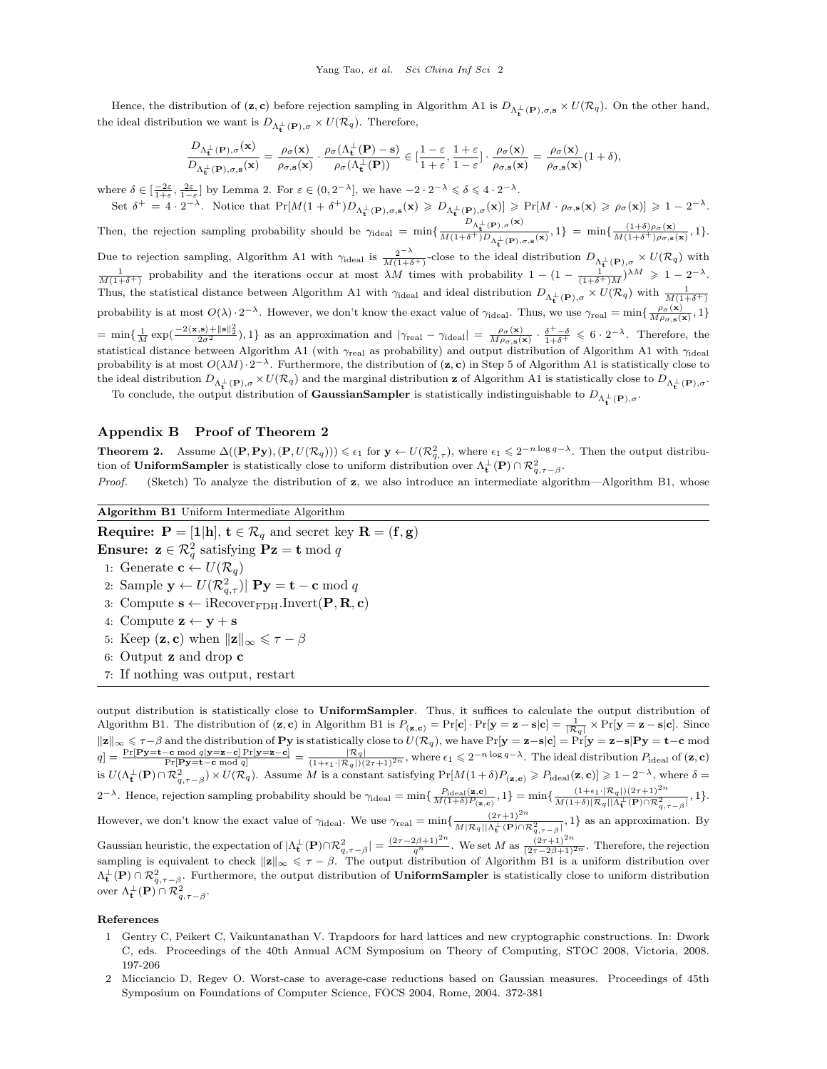Hence, the distribution of $(\mathbf{z}, \mathbf{c})$ before rejection sampling in Algorithm A1 is $D_{\Lambda_\mathbf{t}^\perp(\mathbf{P}),\sigma,\mathbf{s}} \times U(\mathcal{R}_q)$. On the other hand, the ideal distribution we want is $D_{\Lambda_\mathbf{t}^\perp(\mathbf{P}),\sigma} \times U(\mathcal{R}_q)$. Therefore,

$$\frac{D_{\Lambda_\mathbf{t}^\perp(\mathbf{P}),\sigma}(\mathbf{x})}{D_{\Lambda_\mathbf{t}^\perp(\mathbf{P}),\sigma,\mathbf{s}}(\mathbf{x})} = \frac{\rho_\sigma(\mathbf{x})}{\rho_{\sigma,\mathbf{s}}(\mathbf{x})} \cdot \frac{\rho_\sigma(\Lambda_\mathbf{t}^\perp(\mathbf{P}) - \mathbf{s})}{\rho_\sigma(\Lambda_\mathbf{t}^\perp(\mathbf{P}))} \in [\frac{1-\varepsilon}{1+\varepsilon}, \frac{1+\varepsilon}{1-\varepsilon}] \cdot \frac{\rho_\sigma(\mathbf{x})}{\rho_{\sigma,\mathbf{s}}(\mathbf{x})} = \frac{\rho_\sigma(\mathbf{x})}{\rho_{\sigma,\mathbf{s}}(\mathbf{x})}(1+\delta),$$

where $\delta \in [\frac{-2\varepsilon}{1+\varepsilon}, \frac{2\varepsilon}{1-\varepsilon}]$ by Lemma 2. For $\varepsilon \in (0, 2^{-\lambda}]$, we have $-2 \cdot 2^{-\lambda} \leqslant \delta \leqslant 4 \cdot 2^{-\lambda}$.

Set $\delta^+ = 4 \cdot 2^{-\lambda}$. Notice that $\Pr[M(1+\delta^+)D_{\Lambda_\mathbf{t}^\perp(\mathbf{P}),\sigma,\mathbf{s}}(\mathbf{x}) \geqslant D_{\Lambda_\mathbf{t}^\perp(\mathbf{P}),\sigma}(\mathbf{x})] \geqslant \Pr[M \cdot \rho_{\sigma,\mathbf{s}}(\mathbf{x}) \geqslant \rho_\sigma(\mathbf{x})] \geqslant 1 - 2^{-\lambda}$. Then, the rejection sampling probability should be $\gamma_{\text{ideal}} = \min\{\frac{D_{\Lambda_\mathbf{t}^\perp(\mathbf{P}),\sigma}(\mathbf{x})}{M(1+\delta^+)D_{\Lambda_\mathbf{t}^\perp(\mathbf{P}),\sigma,\mathbf{s}}(\mathbf{x})}, 1\} = \min\{\frac{(1+\delta)\rho_\sigma(\mathbf{x})}{M(1+\delta^+)\rho_{\sigma,\mathbf{s}}(\mathbf{x})}, 1\}$. Due to rejection sampling, Algorithm A1 with $\gamma_{\text{ideal}}$ is $\frac{2^{-\lambda}}{M(1+\delta^+)}$-close to the ideal distribution $D_{\Lambda_\mathbf{t}^\perp(\mathbf{P}),\sigma} \times U(\mathcal{R}_q)$ with $\frac{1}{M(1+\delta^+)}$ probability and the iterations occur at most $\lambda M$ times with probability $1 - (1 - \frac{1}{(1+\delta^+)M})^{\lambda M} \geqslant 1 - 2^{-\lambda}$. Thus, the statistical distance between Algorithm A1 with $\gamma_{\text{ideal}}$ and ideal distribution $D_{\Lambda_\mathbf{t}^\perp(\mathbf{P}),\sigma} \times U(\mathcal{R}_q)$ with $\frac{1}{M(1+\delta^+)}$ probability is at most $O(\lambda) \cdot 2^{-\lambda}$. However, we don't know the exact value of $\gamma_{\text{ideal}}$. Thus, we use $\gamma_{\text{real}} = \min\{\frac{\rho_\sigma(\mathbf{x})}{M\rho_{\sigma,\mathbf{s}}(\mathbf{x})}, 1\}$ $= \min\{\frac{1}{M}\exp(\frac{-2\langle \mathbf{x}, \mathbf{s}\rangle + \|\mathbf{s}\|_2^2}{2\sigma^2}), 1\}$ as an approximation and $|\gamma_{\text{real}} - \gamma_{\text{ideal}}| = \frac{\rho_\sigma(\mathbf{x})}{M\rho_{\sigma,\mathbf{s}}(\mathbf{x})} \cdot \frac{\delta^+ - \delta}{1+\delta^+} \leqslant 6 \cdot 2^{-\lambda}$. Therefore, the statistical distance between Algorithm A1 (with $\gamma_{\text{real}}$ as probability) and output distribution of Algorithm A1 with $\gamma_{\text{ideal}}$ probability is at most $O(\lambda M) \cdot 2^{-\lambda}$. Furthermore, the distribution of $(\mathbf{z}, \mathbf{c})$ in Step 5 of Algorithm A1 is statistically close to the ideal distribution $D_{\Lambda_\mathbf{t}^\perp(\mathbf{P}),\sigma} \times U(\mathcal{R}_q)$ and the marginal distribution $\mathbf{z}$ of Algorithm A1 is statistically close to $D_{\Lambda_\mathbf{t}^\perp(\mathbf{P}),\sigma}$.

To conclude, the output distribution of **GaussianSampler** is statistically indistinguishable to $D_{\Lambda_\mathbf{t}^\perp(\mathbf{P}),\sigma}$.

## Appendix B Proof of Theorem 2

**Theorem 2.** Assume $\Delta((\mathbf{P}, \mathbf{P}\mathbf{y}), (\mathbf{P}, U(\mathcal{R}_q))) \leqslant \epsilon_1$ for $\mathbf{y} \leftarrow U(\mathcal{R}_{q,\tau}^2)$, where $\epsilon_1 \leqslant 2^{-n\log q - \lambda}$. Then the output distribution of **UniformSampler** is statistically close to uniform distribution over $\Lambda_\mathbf{t}^\perp(\mathbf{P}) \cap \mathcal{R}_{q,\tau-\beta}^2$.

*Proof.* (Sketch) To analyze the distribution of $\mathbf{z}$, we also introduce an intermediate algorithm—Algorithm B1, whose

**Algorithm B1** Uniform Intermediate Algorithm

**Require:** $\mathbf{P} = [\mathbf{1}|\mathbf{h}]$, $\mathbf{t} \in \mathcal{R}_q$ and secret key $\mathbf{R} = (\mathbf{f}, \mathbf{g})$
**Ensure:** $\mathbf{z} \in \mathcal{R}_q^2$ satisfying $\mathbf{P}\mathbf{z} = \mathbf{t} \bmod q$

1: Generate $\mathbf{c} \leftarrow U(\mathcal{R}_q)$
2: Sample $\mathbf{y} \leftarrow U(\mathcal{R}_{q,\tau}^2)|\ \mathbf{P}\mathbf{y} = \mathbf{t} - \mathbf{c} \bmod q$
3: Compute $\mathbf{s} \leftarrow \text{iRecover}_{\text{FDH}}.\text{Invert}(\mathbf{P}, \mathbf{R}, \mathbf{c})$
4: Compute $\mathbf{z} \leftarrow \mathbf{y} + \mathbf{s}$
5: Keep $(\mathbf{z}, \mathbf{c})$ when $\|\mathbf{z}\|_\infty \leqslant \tau - \beta$
6: Output $\mathbf{z}$ and drop $\mathbf{c}$
7: If nothing was output, restart

output distribution is statistically close to **UniformSampler**. Thus, it suffices to calculate the output distribution of Algorithm B1. The distribution of $(\mathbf{z}, \mathbf{c})$ in Algorithm B1 is $P_{(\mathbf{z},\mathbf{c})} = \Pr[\mathbf{c}] \cdot \Pr[\mathbf{y} = \mathbf{z} - \mathbf{s}|\mathbf{c}] = \frac{1}{|\mathcal{R}_q|} \times \Pr[\mathbf{y} = \mathbf{z} - \mathbf{s}|\mathbf{c}]$. Since $\|\mathbf{z}\|_\infty \leqslant \tau - \beta$ and the distribution of $\mathbf{P}\mathbf{y}$ is statistically close to $U(\mathcal{R}_q)$, we have $\Pr[\mathbf{y} = \mathbf{z} - \mathbf{s}|\mathbf{c}] = \Pr[\mathbf{y} = \mathbf{z} - \mathbf{s}|\mathbf{P}\mathbf{y} = \mathbf{t} - \mathbf{c} \bmod q] = \frac{\Pr[\mathbf{P}\mathbf{y} = \mathbf{t} - \mathbf{c} \bmod q|\mathbf{y} = \mathbf{z} - \mathbf{c}]\Pr[\mathbf{y} = \mathbf{z} - \mathbf{c}]}{\Pr[\mathbf{P}\mathbf{y} = \mathbf{t} - \mathbf{c} \bmod q]} = \frac{|\mathcal{R}_q|}{(1+\epsilon_1 \cdot |\mathcal{R}_q|)(2\tau+1)^{2n}}$, where $\epsilon_1 \leqslant 2^{-n\log q - \lambda}$. The ideal distribution $P_{\text{ideal}}$ of $(\mathbf{z}, \mathbf{c})$ is $U(\Lambda_\mathbf{t}^\perp(\mathbf{P}) \cap \mathcal{R}_{q,\tau-\beta}^2) \times U(\mathcal{R}_q)$. Assume $M$ is a constant satisfying $\Pr[M(1+\delta)P_{(\mathbf{z},\mathbf{c})} \geqslant P_{\text{ideal}}(\mathbf{z}, \mathbf{c})] \geqslant 1 - 2^{-\lambda}$, where $\delta = 2^{-\lambda}$. Hence, rejection sampling probability should be $\gamma_{\text{ideal}} = \min\{\frac{P_{\text{ideal}}(\mathbf{z},\mathbf{c})}{M(1+\delta)P_{(\mathbf{z},\mathbf{c})}}, 1\} = \min\{\frac{(1+\epsilon_1 \cdot |\mathcal{R}_q|)(2\tau+1)^{2n}}{M(1+\delta)|\mathcal{R}_q||\Lambda_\mathbf{t}^\perp(\mathbf{P}) \cap \mathcal{R}_{q,\tau-\beta}^2|}, 1\}$. However, we don't know the exact value of $\gamma_{\text{ideal}}$. We use $\gamma_{\text{real}} = \min\{\frac{(2\tau+1)^{2n}}{M|\mathcal{R}_q||\Lambda_\mathbf{t}^\perp(\mathbf{P}) \cap \mathcal{R}_{q,\tau-\beta}^2|}, 1\}$ as an approximation. By Gaussian heuristic, the expectation of $|\Lambda_\mathbf{t}^\perp(\mathbf{P}) \cap \mathcal{R}_{q,\tau-\beta}^2| = \frac{(2\tau-2\beta+1)^{2n}}{q^n}$. We set $M$ as $\frac{(2\tau+1)^{2n}}{(2\tau-2\beta+1)^{2n}}$. Therefore, the rejection sampling is equivalent to check $\|\mathbf{z}\|_\infty \leqslant \tau - \beta$. The output distribution of Algorithm B1 is a uniform distribution over $\Lambda_\mathbf{t}^\perp(\mathbf{P}) \cap \mathcal{R}_{q,\tau-\beta}^2$. Furthermore, the output distribution of **UniformSampler** is statistically close to uniform distribution over $\Lambda_\mathbf{t}^\perp(\mathbf{P}) \cap \mathcal{R}_{q,\tau-\beta}^2$.

### References

1. Gentry C, Peikert C, Vaikuntanathan V. Trapdoors for hard lattices and new cryptographic constructions. In: Dwork C, eds. Proceedings of the 40th Annual ACM Symposium on Theory of Computing, STOC 2008, Victoria, 2008. 197-206
2. Micciancio D, Regev O. Worst-case to average-case reductions based on Gaussian measures. Proceedings of 45th Symposium on Foundations of Computer Science, FOCS 2004, Rome, 2004. 372-381